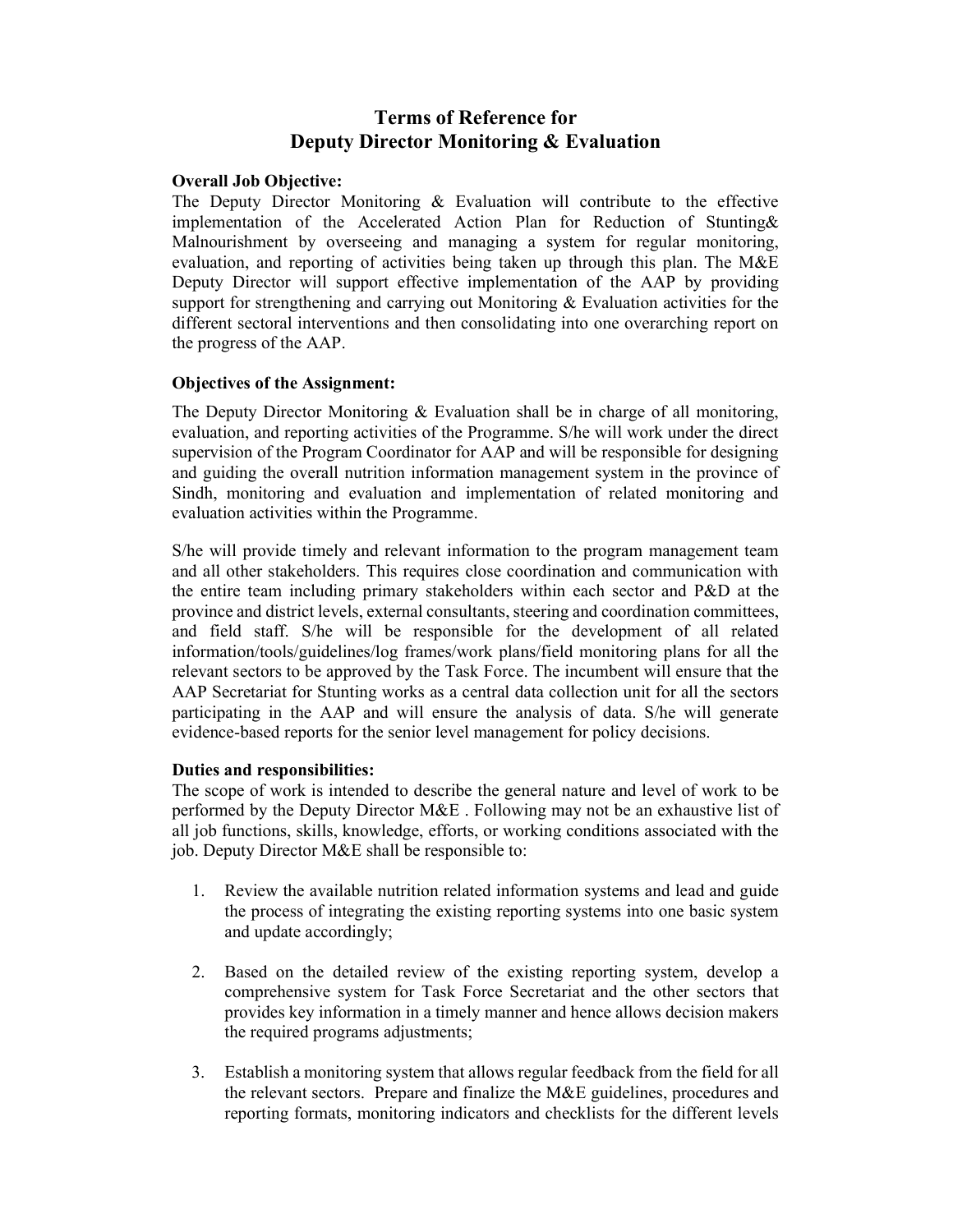# Terms of Reference for
# Deputy Director Monitoring & Evaluation

**Overall Job Objective:**

The Deputy Director Monitoring & Evaluation will contribute to the effective implementation of the Accelerated Action Plan for Reduction of Stunting& Malnourishment by overseeing and managing a system for regular monitoring, evaluation, and reporting of activities being taken up through this plan. The M&E Deputy Director will support effective implementation of the AAP by providing support for strengthening and carrying out Monitoring & Evaluation activities for the different sectoral interventions and then consolidating into one overarching report on the progress of the AAP.

**Objectives of the Assignment:**

The Deputy Director Monitoring & Evaluation shall be in charge of all monitoring, evaluation, and reporting activities of the Programme. S/he will work under the direct supervision of the Program Coordinator for AAP and will be responsible for designing and guiding the overall nutrition information management system in the province of Sindh, monitoring and evaluation and implementation of related monitoring and evaluation activities within the Programme.

S/he will provide timely and relevant information to the program management team and all other stakeholders. This requires close coordination and communication with the entire team including primary stakeholders within each sector and P&D at the province and district levels, external consultants, steering and coordination committees, and field staff. S/he will be responsible for the development of all related information/tools/guidelines/log frames/work plans/field monitoring plans for all the relevant sectors to be approved by the Task Force. The incumbent will ensure that the AAP Secretariat for Stunting works as a central data collection unit for all the sectors participating in the AAP and will ensure the analysis of data. S/he will generate evidence-based reports for the senior level management for policy decisions.

**Duties and responsibilities:**

The scope of work is intended to describe the general nature and level of work to be performed by the Deputy Director M&E . Following may not be an exhaustive list of all job functions, skills, knowledge, efforts, or working conditions associated with the job. Deputy Director M&E shall be responsible to:

1. Review the available nutrition related information systems and lead and guide the process of integrating the existing reporting systems into one basic system and update accordingly;

2. Based on the detailed review of the existing reporting system, develop a comprehensive system for Task Force Secretariat and the other sectors that provides key information in a timely manner and hence allows decision makers the required programs adjustments;

3. Establish a monitoring system that allows regular feedback from the field for all the relevant sectors. Prepare and finalize the M&E guidelines, procedures and reporting formats, monitoring indicators and checklists for the different levels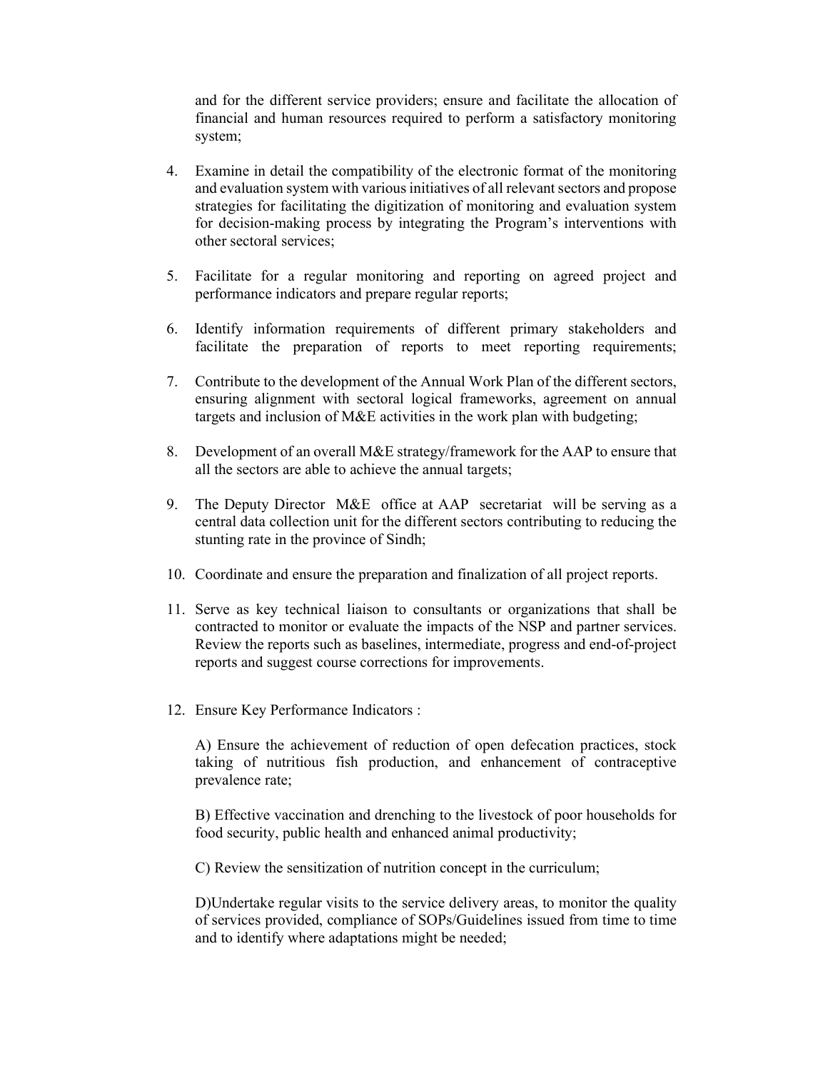and for the different service providers; ensure and facilitate the allocation of financial and human resources required to perform a satisfactory monitoring system;

4. Examine in detail the compatibility of the electronic format of the monitoring and evaluation system with various initiatives of all relevant sectors and propose strategies for facilitating the digitization of monitoring and evaluation system for decision-making process by integrating the Program's interventions with other sectoral services;

5. Facilitate for a regular monitoring and reporting on agreed project and performance indicators and prepare regular reports;

6. Identify information requirements of different primary stakeholders and facilitate the preparation of reports to meet reporting requirements;

7. Contribute to the development of the Annual Work Plan of the different sectors, ensuring alignment with sectoral logical frameworks, agreement on annual targets and inclusion of M&E activities in the work plan with budgeting;

8. Development of an overall M&E strategy/framework for the AAP to ensure that all the sectors are able to achieve the annual targets;

9. The Deputy Director M&E office at AAP secretariat will be serving as a central data collection unit for the different sectors contributing to reducing the stunting rate in the province of Sindh;

10. Coordinate and ensure the preparation and finalization of all project reports.

11. Serve as key technical liaison to consultants or organizations that shall be contracted to monitor or evaluate the impacts of the NSP and partner services. Review the reports such as baselines, intermediate, progress and end-of-project reports and suggest course corrections for improvements.

12. Ensure Key Performance Indicators :

    A) Ensure the achievement of reduction of open defecation practices, stock taking of nutritious fish production, and enhancement of contraceptive prevalence rate;

    B) Effective vaccination and drenching to the livestock of poor households for food security, public health and enhanced animal productivity;

    C) Review the sensitization of nutrition concept in the curriculum;

    D)Undertake regular visits to the service delivery areas, to monitor the quality of services provided, compliance of SOPs/Guidelines issued from time to time and to identify where adaptations might be needed;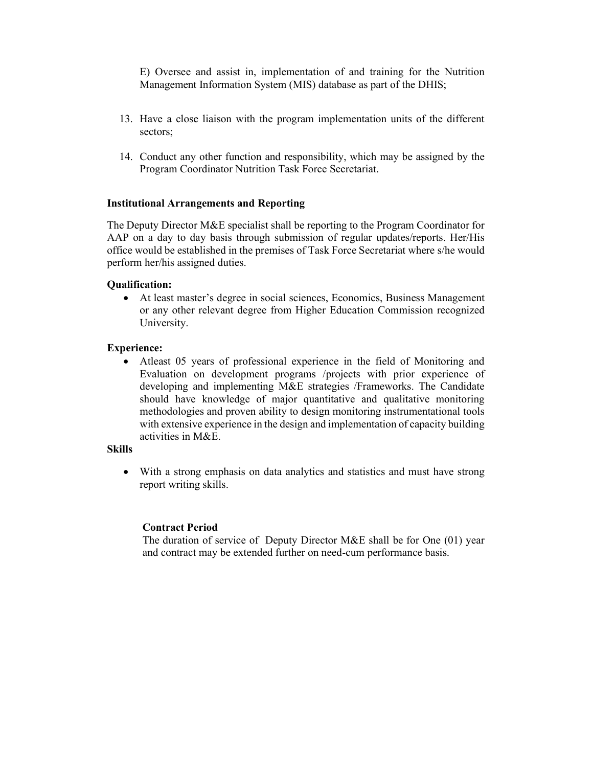E) Oversee and assist in, implementation of and training for the Nutrition Management Information System (MIS) database as part of the DHIS;

13. Have a close liaison with the program implementation units of the different sectors;

14. Conduct any other function and responsibility, which may be assigned by the Program Coordinator Nutrition Task Force Secretariat.

**Institutional Arrangements and Reporting**

The Deputy Director M&E specialist shall be reporting to the Program Coordinator for AAP on a day to day basis through submission of regular updates/reports. Her/His office would be established in the premises of Task Force Secretariat where s/he would perform her/his assigned duties.

**Qualification:**

- At least master's degree in social sciences, Economics, Business Management or any other relevant degree from Higher Education Commission recognized University.

**Experience:**

- Atleast 05 years of professional experience in the field of Monitoring and Evaluation on development programs /projects with prior experience of developing and implementing M&E strategies /Frameworks. The Candidate should have knowledge of major quantitative and qualitative monitoring methodologies and proven ability to design monitoring instrumentational tools with extensive experience in the design and implementation of capacity building activities in M&E.

**Skills**

- With a strong emphasis on data analytics and statistics and must have strong report writing skills.

**Contract Period**

The duration of service of Deputy Director M&E shall be for One (01) year and contract may be extended further on need-cum performance basis.